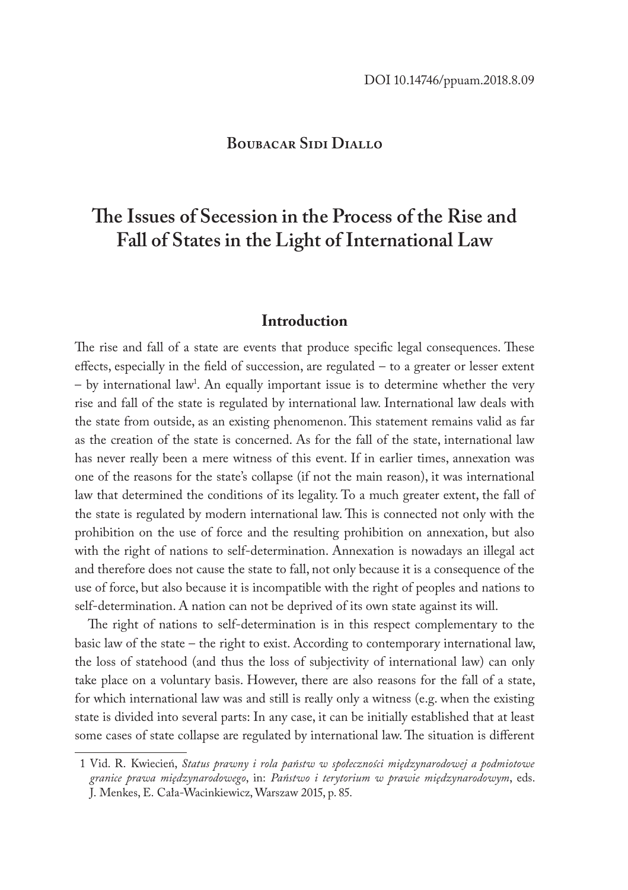DOI 10.14746/ppuam.2018.8.09

**Boubacar Sidi Diallo**

# The Issues of Secession in the Process of the Rise and Fall of States in the Light of International Law

## Introduction

The rise and fall of a state are events that produce specific legal consequences. These effects, especially in the field of succession, are regulated – to a greater or lesser extent – by international law[1]. An equally important issue is to determine whether the very rise and fall of the state is regulated by international law. International law deals with the state from outside, as an existing phenomenon. This statement remains valid as far as the creation of the state is concerned. As for the fall of the state, international law has never really been a mere witness of this event. If in earlier times, annexation was one of the reasons for the state's collapse (if not the main reason), it was international law that determined the conditions of its legality. To a much greater extent, the fall of the state is regulated by modern international law. This is connected not only with the prohibition on the use of force and the resulting prohibition on annexation, but also with the right of nations to self-determination. Annexation is nowadays an illegal act and therefore does not cause the state to fall, not only because it is a consequence of the use of force, but also because it is incompatible with the right of peoples and nations to self-determination. A nation can not be deprived of its own state against its will.

The right of nations to self-determination is in this respect complementary to the basic law of the state – the right to exist. According to contemporary international law, the loss of statehood (and thus the loss of subjectivity of international law) can only take place on a voluntary basis. However, there are also reasons for the fall of a state, for which international law was and still is really only a witness (e.g. when the existing state is divided into several parts: In any case, it can be initially established that at least some cases of state collapse are regulated by international law. The situation is different

1 Vid. R. Kwiecień, *Status prawny i rola państw w społeczności międzynarodowej a podmiotowe granice prawa międzynarodowego*, in: *Państwo i terytorium w prawie międzynarodowym*, eds. J. Menkes, E. Cała-Wacinkiewicz, Warszaw 2015, p. 85.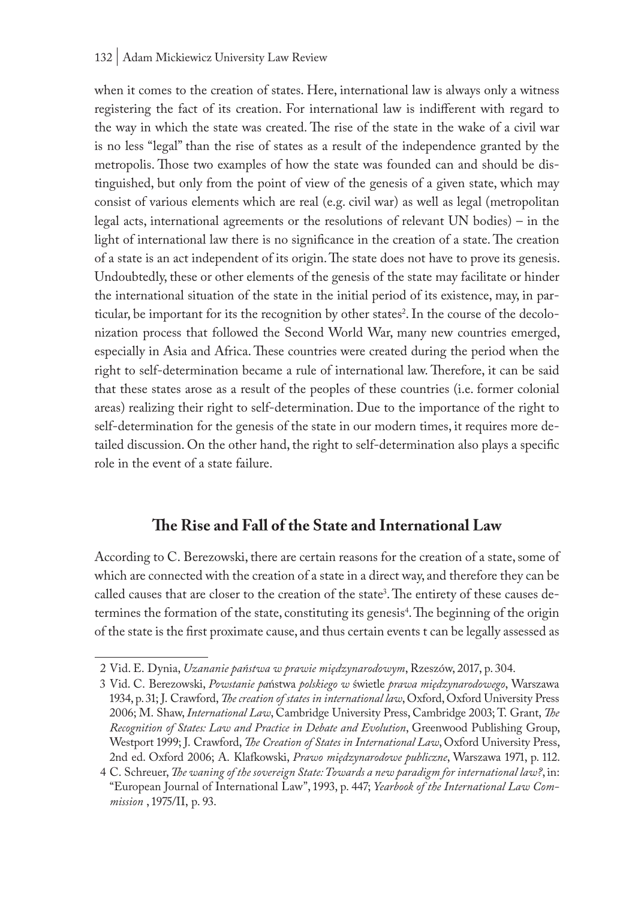when it comes to the creation of states. Here, international law is always only a witness registering the fact of its creation. For international law is indifferent with regard to the way in which the state was created. The rise of the state in the wake of a civil war is no less "legal" than the rise of states as a result of the independence granted by the metropolis. Those two examples of how the state was founded can and should be distinguished, but only from the point of view of the genesis of a given state, which may consist of various elements which are real (e.g. civil war) as well as legal (metropolitan legal acts, international agreements or the resolutions of relevant UN bodies) – in the light of international law there is no significance in the creation of a state. The creation of a state is an act independent of its origin. The state does not have to prove its genesis. Undoubtedly, these or other elements of the genesis of the state may facilitate or hinder the international situation of the state in the initial period of its existence, may, in particular, be important for its the recognition by other states[2]. In the course of the decolonization process that followed the Second World War, many new countries emerged, especially in Asia and Africa. These countries were created during the period when the right to self-determination became a rule of international law. Therefore, it can be said that these states arose as a result of the peoples of these countries (i.e. former colonial areas) realizing their right to self-determination. Due to the importance of the right to self-determination for the genesis of the state in our modern times, it requires more detailed discussion. On the other hand, the right to self-determination also plays a specific role in the event of a state failure.

## The Rise and Fall of the State and International Law

According to C. Berezowski, there are certain reasons for the creation of a state, some of which are connected with the creation of a state in a direct way, and therefore they can be called causes that are closer to the creation of the state[3]. The entirety of these causes determines the formation of the state, constituting its genesis[4]. The beginning of the origin of the state is the first proximate cause, and thus certain events t can be legally assessed as

---

2 Vid. E. Dynia, *Uzananie państwa w prawie międzynarodowym*, Rzeszów, 2017, p. 304.

3 Vid. C. Berezowski, *Powstanie pa*ństwa *polskiego w* świetle *prawa międzynarodowego*, Warszawa 1934, p. 31; J. Crawford, *The creation of states in international law*, Oxford, Oxford University Press 2006; M. Shaw, *International Law*, Cambridge University Press, Cambridge 2003; T. Grant, *The Recognition of States: Law and Practice in Debate and Evolution*, Greenwood Publishing Group, Westport 1999; J. Crawford, *The Creation of States in International Law*, Oxford University Press, 2nd ed. Oxford 2006; A. Klafkowski, *Prawo międzynarodowe publiczne*, Warszawa 1971, p. 112.

4 C. Schreuer, *The waning of the sovereign State: Towards a new paradigm for international law?*, in: "European Journal of International Law", 1993, p. 447; *Yearbook of the International Law Commission* , 1975/II, p. 93.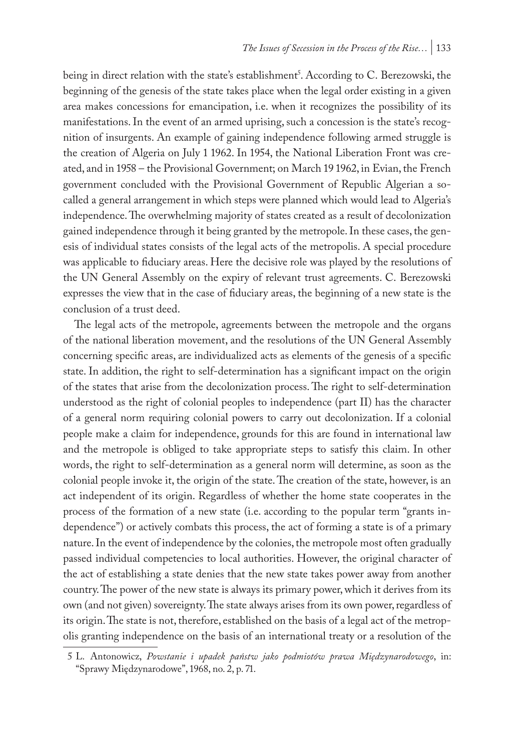being in direct relation with the state's establishment[5]. According to C. Berezowski, the beginning of the genesis of the state takes place when the legal order existing in a given area makes concessions for emancipation, i.e. when it recognizes the possibility of its manifestations. In the event of an armed uprising, such a concession is the state's recognition of insurgents. An example of gaining independence following armed struggle is the creation of Algeria on July 1 1962. In 1954, the National Liberation Front was created, and in 1958 – the Provisional Government; on March 19 1962, in Evian, the French government concluded with the Provisional Government of Republic Algerian a so-called a general arrangement in which steps were planned which would lead to Algeria's independence. The overwhelming majority of states created as a result of decolonization gained independence through it being granted by the metropole. In these cases, the genesis of individual states consists of the legal acts of the metropolis. A special procedure was applicable to fiduciary areas. Here the decisive role was played by the resolutions of the UN General Assembly on the expiry of relevant trust agreements. C. Berezowski expresses the view that in the case of fiduciary areas, the beginning of a new state is the conclusion of a trust deed.

The legal acts of the metropole, agreements between the metropole and the organs of the national liberation movement, and the resolutions of the UN General Assembly concerning specific areas, are individualized acts as elements of the genesis of a specific state. In addition, the right to self-determination has a significant impact on the origin of the states that arise from the decolonization process. The right to self-determination understood as the right of colonial peoples to independence (part II) has the character of a general norm requiring colonial powers to carry out decolonization. If a colonial people make a claim for independence, grounds for this are found in international law and the metropole is obliged to take appropriate steps to satisfy this claim. In other words, the right to self-determination as a general norm will determine, as soon as the colonial people invoke it, the origin of the state. The creation of the state, however, is an act independent of its origin. Regardless of whether the home state cooperates in the process of the formation of a new state (i.e. according to the popular term "grants independence") or actively combats this process, the act of forming a state is of a primary nature. In the event of independence by the colonies, the metropole most often gradually passed individual competencies to local authorities. However, the original character of the act of establishing a state denies that the new state takes power away from another country. The power of the new state is always its primary power, which it derives from its own (and not given) sovereignty. The state always arises from its own power, regardless of its origin. The state is not, therefore, established on the basis of a legal act of the metropolis granting independence on the basis of an international treaty or a resolution of the

---

5 L. Antonowicz, *Powstanie i upadek państw jako podmiotów prawa Międzynarodowego*, in: "Sprawy Międzynarodowe", 1968, no. 2, p. 71.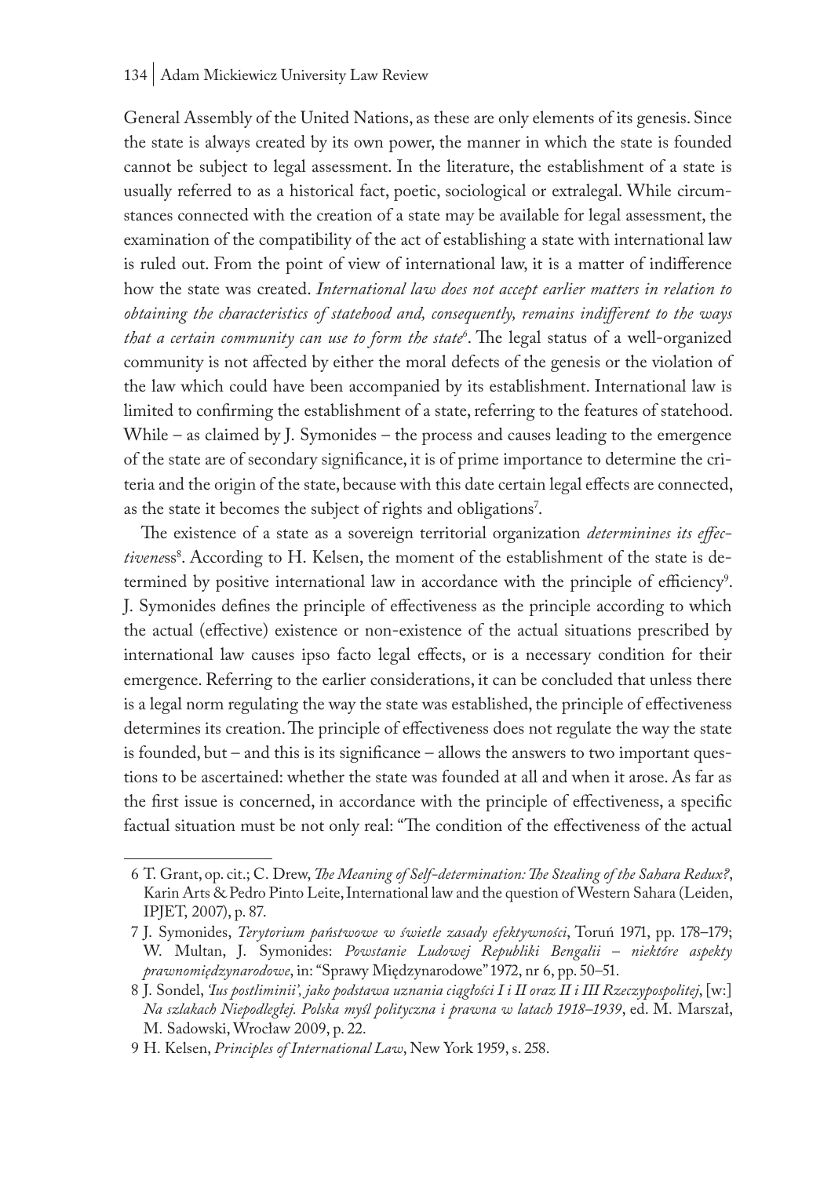General Assembly of the United Nations, as these are only elements of its genesis. Since the state is always created by its own power, the manner in which the state is founded cannot be subject to legal assessment. In the literature, the establishment of a state is usually referred to as a historical fact, poetic, sociological or extralegal. While circumstances connected with the creation of a state may be available for legal assessment, the examination of the compatibility of the act of establishing a state with international law is ruled out. From the point of view of international law, it is a matter of indifference how the state was created. *International law does not accept earlier matters in relation to obtaining the characteristics of statehood and, consequently, remains indifferent to the ways that a certain community can use to form the state*[6]. The legal status of a well-organized community is not affected by either the moral defects of the genesis or the violation of the law which could have been accompanied by its establishment. International law is limited to confirming the establishment of a state, referring to the features of statehood. While – as claimed by J. Symonides – the process and causes leading to the emergence of the state are of secondary significance, it is of prime importance to determine the criteria and the origin of the state, because with this date certain legal effects are connected, as the state it becomes the subject of rights and obligations[7].

The existence of a state as a sovereign territorial organization *determinines its effectivene*ss[8]. According to H. Kelsen, the moment of the establishment of the state is determined by positive international law in accordance with the principle of efficiency[9]. J. Symonides defines the principle of effectiveness as the principle according to which the actual (effective) existence or non-existence of the actual situations prescribed by international law causes ipso facto legal effects, or is a necessary condition for their emergence. Referring to the earlier considerations, it can be concluded that unless there is a legal norm regulating the way the state was established, the principle of effectiveness determines its creation. The principle of effectiveness does not regulate the way the state is founded, but – and this is its significance – allows the answers to two important questions to be ascertained: whether the state was founded at all and when it arose. As far as the first issue is concerned, in accordance with the principle of effectiveness, a specific factual situation must be not only real: "The condition of the effectiveness of the actual

---

6 T. Grant, op. cit.; C. Drew, *The Meaning of Self-determination: The Stealing of the Sahara Redux?*, Karin Arts & Pedro Pinto Leite, International law and the question of Western Sahara (Leiden, IPJET, 2007), p. 87.

7 J. Symonides, *Terytorium państwowe w świetle zasady efektywności*, Toruń 1971, pp. 178–179; W. Multan, J. Symonides: *Powstanie Ludowej Republiki Bengalii – niektóre aspekty prawnomiędzynarodowe*, in: "Sprawy Międzynarodowe" 1972, nr 6, pp. 50–51.

8 J. Sondel, *'Ius postliminii', jako podstawa uznania ciągłości I i II oraz II i III Rzeczypospolitej*, [w:] *Na szlakach Niepodległej. Polska myśl polityczna i prawna w latach 1918–1939*, ed. M. Marszał, M. Sadowski, Wrocław 2009, p. 22.

9 H. Kelsen, *Principles of International Law*, New York 1959, s. 258.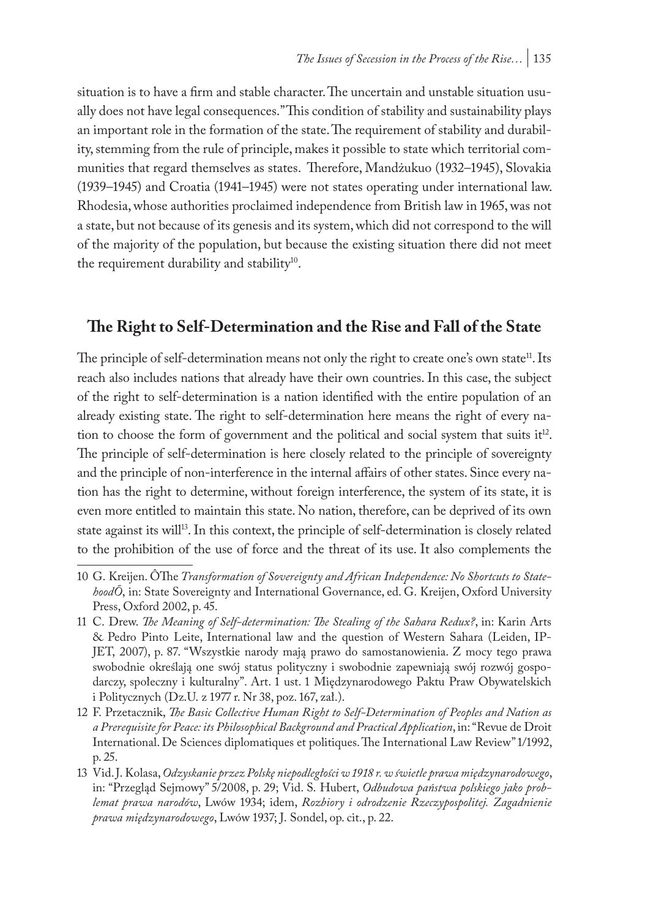situation is to have a firm and stable character. The uncertain and unstable situation usually does not have legal consequences." This condition of stability and sustainability plays an important role in the formation of the state. The requirement of stability and durability, stemming from the rule of principle, makes it possible to state which territorial communities that regard themselves as states. Therefore, Mandżukuo (1932–1945), Slovakia (1939–1945) and Croatia (1941–1945) were not states operating under international law. Rhodesia, whose authorities proclaimed independence from British law in 1965, was not a state, but not because of its genesis and its system, which did not correspond to the will of the majority of the population, but because the existing situation there did not meet the requirement durability and stability[10].

## The Right to Self-Determination and the Rise and Fall of the State

The principle of self-determination means not only the right to create one's own state[11]. Its reach also includes nations that already have their own countries. In this case, the subject of the right to self-determination is a nation identified with the entire population of an already existing state. The right to self-determination here means the right of every nation to choose the form of government and the political and social system that suits it[12]. The principle of self-determination is here closely related to the principle of sovereignty and the principle of non-interference in the internal affairs of other states. Since every nation has the right to determine, without foreign interference, the system of its state, it is even more entitled to maintain this state. No nation, therefore, can be deprived of its own state against its will[13]. In this context, the principle of self-determination is closely related to the prohibition of the use of force and the threat of its use. It also complements the

---

10 G. Kreijen. ÔThe *Transformation of Sovereignty and African Independence: No Shortcuts to StatehoodÕ*, in: State Sovereignty and International Governance, ed. G. Kreijen, Oxford University Press, Oxford 2002, p. 45.

11 C. Drew. *The Meaning of Self-determination: The Stealing of the Sahara Redux?*, in: Karin Arts & Pedro Pinto Leite, International law and the question of Western Sahara (Leiden, IPJET, 2007), p. 87. "Wszystkie narody mają prawo do samostanowienia. Z mocy tego prawa swobodnie określają one swój status polityczny i swobodnie zapewniają swój rozwój gospodarczy, społeczny i kulturalny". Art. 1 ust. 1 Międzynarodowego Paktu Praw Obywatelskich i Politycznych (Dz.U. z 1977 r. Nr 38, poz. 167, zał.).

12 F. Przetacznik, *The Basic Collective Human Right to Self-Determination of Peoples and Nation as a Prerequisite for Peace: its Philosophical Background and Practical Application*, in: "Revue de Droit International. De Sciences diplomatiques et politiques. The International Law Review" 1/1992, p. 25.

13 Vid. J. Kolasa, *Odzyskanie przez Polskę niepodległości w 1918 r. w świetle prawa międzynarodowego*, in: "Przegląd Sejmowy" 5/2008, p. 29; Vid. S. Hubert, *Odbudowa państwa polskiego jako problemat prawa narodów*, Lwów 1934; idem, *Rozbiory i odrodzenie Rzeczypospolitej. Zagadnienie prawa międzynarodowego*, Lwów 1937; J. Sondel, op. cit., p. 22.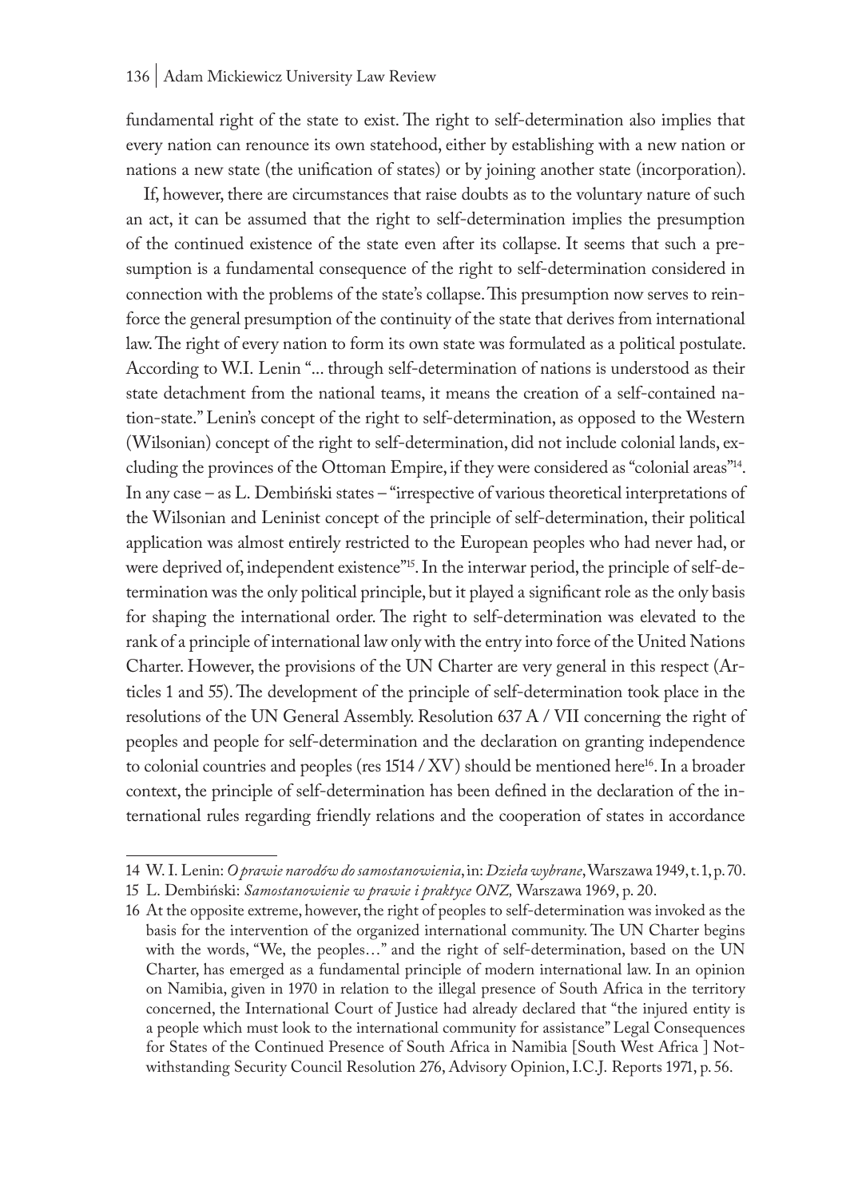fundamental right of the state to exist. The right to self-determination also implies that every nation can renounce its own statehood, either by establishing with a new nation or nations a new state (the unification of states) or by joining another state (incorporation).

If, however, there are circumstances that raise doubts as to the voluntary nature of such an act, it can be assumed that the right to self-determination implies the presumption of the continued existence of the state even after its collapse. It seems that such a presumption is a fundamental consequence of the right to self-determination considered in connection with the problems of the state's collapse. This presumption now serves to reinforce the general presumption of the continuity of the state that derives from international law. The right of every nation to form its own state was formulated as a political postulate. According to W.I. Lenin "... through self-determination of nations is understood as their state detachment from the national teams, it means the creation of a self-contained nation-state." Lenin's concept of the right to self-determination, as opposed to the Western (Wilsonian) concept of the right to self-determination, did not include colonial lands, excluding the provinces of the Ottoman Empire, if they were considered as "colonial areas"[14]. In any case – as L. Dembiński states – "irrespective of various theoretical interpretations of the Wilsonian and Leninist concept of the principle of self-determination, their political application was almost entirely restricted to the European peoples who had never had, or were deprived of, independent existence"[15]. In the interwar period, the principle of self-determination was the only political principle, but it played a significant role as the only basis for shaping the international order. The right to self-determination was elevated to the rank of a principle of international law only with the entry into force of the United Nations Charter. However, the provisions of the UN Charter are very general in this respect (Articles 1 and 55). The development of the principle of self-determination took place in the resolutions of the UN General Assembly. Resolution 637 A / VII concerning the right of peoples and people for self-determination and the declaration on granting independence to colonial countries and peoples (res 1514 / XV) should be mentioned here[16]. In a broader context, the principle of self-determination has been defined in the declaration of the international rules regarding friendly relations and the cooperation of states in accordance

---

14 W. I. Lenin: *O prawie narodów do samostanowienia*, in: *Dzieła wybrane*, Warszawa 1949, t. 1, p. 70.

15 L. Dembiński: *Samostanowienie w prawie i praktyce ONZ,* Warszawa 1969, p. 20.

16 At the opposite extreme, however, the right of peoples to self-determination was invoked as the basis for the intervention of the organized international community. The UN Charter begins with the words, "We, the peoples…" and the right of self-determination, based on the UN Charter, has emerged as a fundamental principle of modern international law. In an opinion on Namibia, given in 1970 in relation to the illegal presence of South Africa in the territory concerned, the International Court of Justice had already declared that "the injured entity is a people which must look to the international community for assistance" Legal Consequences for States of the Continued Presence of South Africa in Namibia [South West Africa ] Notwithstanding Security Council Resolution 276, Advisory Opinion, I.C.J. Reports 1971, p. 56.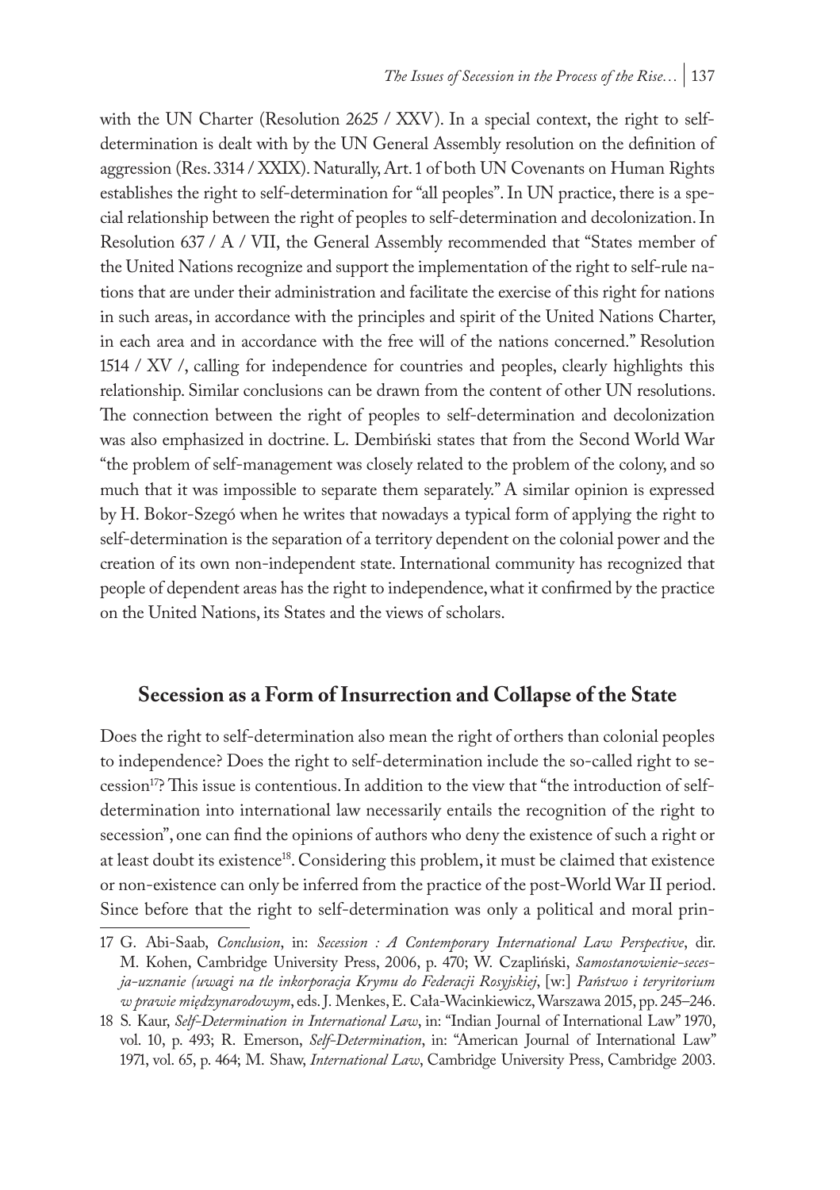with the UN Charter (Resolution 2625 / XXV). In a special context, the right to self-determination is dealt with by the UN General Assembly resolution on the definition of aggression (Res. 3314 / XXIX). Naturally, Art. 1 of both UN Covenants on Human Rights establishes the right to self-determination for "all peoples". In UN practice, there is a special relationship between the right of peoples to self-determination and decolonization. In Resolution 637 / A / VII, the General Assembly recommended that "States member of the United Nations recognize and support the implementation of the right to self-rule nations that are under their administration and facilitate the exercise of this right for nations in such areas, in accordance with the principles and spirit of the United Nations Charter, in each area and in accordance with the free will of the nations concerned." Resolution 1514 / XV /, calling for independence for countries and peoples, clearly highlights this relationship. Similar conclusions can be drawn from the content of other UN resolutions. The connection between the right of peoples to self-determination and decolonization was also emphasized in doctrine. L. Dembiński states that from the Second World War "the problem of self-management was closely related to the problem of the colony, and so much that it was impossible to separate them separately." A similar opinion is expressed by H. Bokor-Szegó when he writes that nowadays a typical form of applying the right to self-determination is the separation of a territory dependent on the colonial power and the creation of its own non-independent state. International community has recognized that people of dependent areas has the right to independence, what it confirmed by the practice on the United Nations, its States and the views of scholars.

## Secession as a Form of Insurrection and Collapse of the State

Does the right to self-determination also mean the right of orthers than colonial peoples to independence? Does the right to self-determination include the so-called right to secession[17]? This issue is contentious. In addition to the view that "the introduction of self-determination into international law necessarily entails the recognition of the right to secession", one can find the opinions of authors who deny the existence of such a right or at least doubt its existence[18]. Considering this problem, it must be claimed that existence or non-existence can only be inferred from the practice of the post-World War II period. Since before that the right to self-determination was only a political and moral prin-

---

17 G. Abi-Saab, *Conclusion*, in: *Secession : A Contemporary International Law Perspective*, dir. M. Kohen, Cambridge University Press, 2006, p. 470; W. Czapliński, *Samostanowienie-secesja-uznanie (uwagi na tle inkorporacja Krymu do Federacji Rosyjskiej*, [w:] *Państwo i teryritorium w prawie międzynarodowym*, eds. J. Menkes, E. Cała-Wacinkiewicz, Warszawa 2015, pp. 245–246.

18 S. Kaur, *Self-Determination in International Law*, in: "Indian Journal of International Law" 1970, vol. 10, p. 493; R. Emerson, *Self-Determination*, in: "American Journal of International Law" 1971, vol. 65, p. 464; M. Shaw, *International Law*, Cambridge University Press, Cambridge 2003.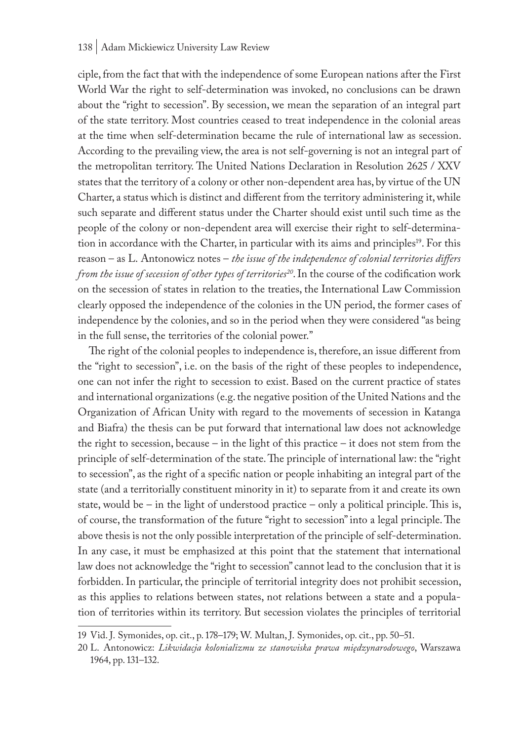ciple, from the fact that with the independence of some European nations after the First World War the right to self-determination was invoked, no conclusions can be drawn about the "right to secession". By secession, we mean the separation of an integral part of the state territory. Most countries ceased to treat independence in the colonial areas at the time when self-determination became the rule of international law as secession. According to the prevailing view, the area is not self-governing is not an integral part of the metropolitan territory. The United Nations Declaration in Resolution 2625 / XXV states that the territory of a colony or other non-dependent area has, by virtue of the UN Charter, a status which is distinct and different from the territory administering it, while such separate and different status under the Charter should exist until such time as the people of the colony or non-dependent area will exercise their right to self-determination in accordance with the Charter, in particular with its aims and principles[19]. For this reason – as L. Antonowicz notes – *the issue of the independence of colonial territories differs from the issue of secession of other types of territories*[20]. In the course of the codification work on the secession of states in relation to the treaties, the International Law Commission clearly opposed the independence of the colonies in the UN period, the former cases of independence by the colonies, and so in the period when they were considered "as being in the full sense, the territories of the colonial power."

The right of the colonial peoples to independence is, therefore, an issue different from the "right to secession", i.e. on the basis of the right of these peoples to independence, one can not infer the right to secession to exist. Based on the current practice of states and international organizations (e.g. the negative position of the United Nations and the Organization of African Unity with regard to the movements of secession in Katanga and Biafra) the thesis can be put forward that international law does not acknowledge the right to secession, because – in the light of this practice – it does not stem from the principle of self-determination of the state. The principle of international law: the "right to secession", as the right of a specific nation or people inhabiting an integral part of the state (and a territorially constituent minority in it) to separate from it and create its own state, would be – in the light of understood practice – only a political principle. This is, of course, the transformation of the future "right to secession" into a legal principle. The above thesis is not the only possible interpretation of the principle of self-determination. In any case, it must be emphasized at this point that the statement that international law does not acknowledge the "right to secession" cannot lead to the conclusion that it is forbidden. In particular, the principle of territorial integrity does not prohibit secession, as this applies to relations between states, not relations between a state and a population of territories within its territory. But secession violates the principles of territorial

---

19 Vid. J. Symonides, op. cit., p. 178–179; W. Multan, J. Symonides, op. cit., pp. 50–51.

20 L. Antonowicz: *Likwidacja kolonializmu ze stanowiska prawa międzynarodowego*, Warszawa 1964, pp. 131–132.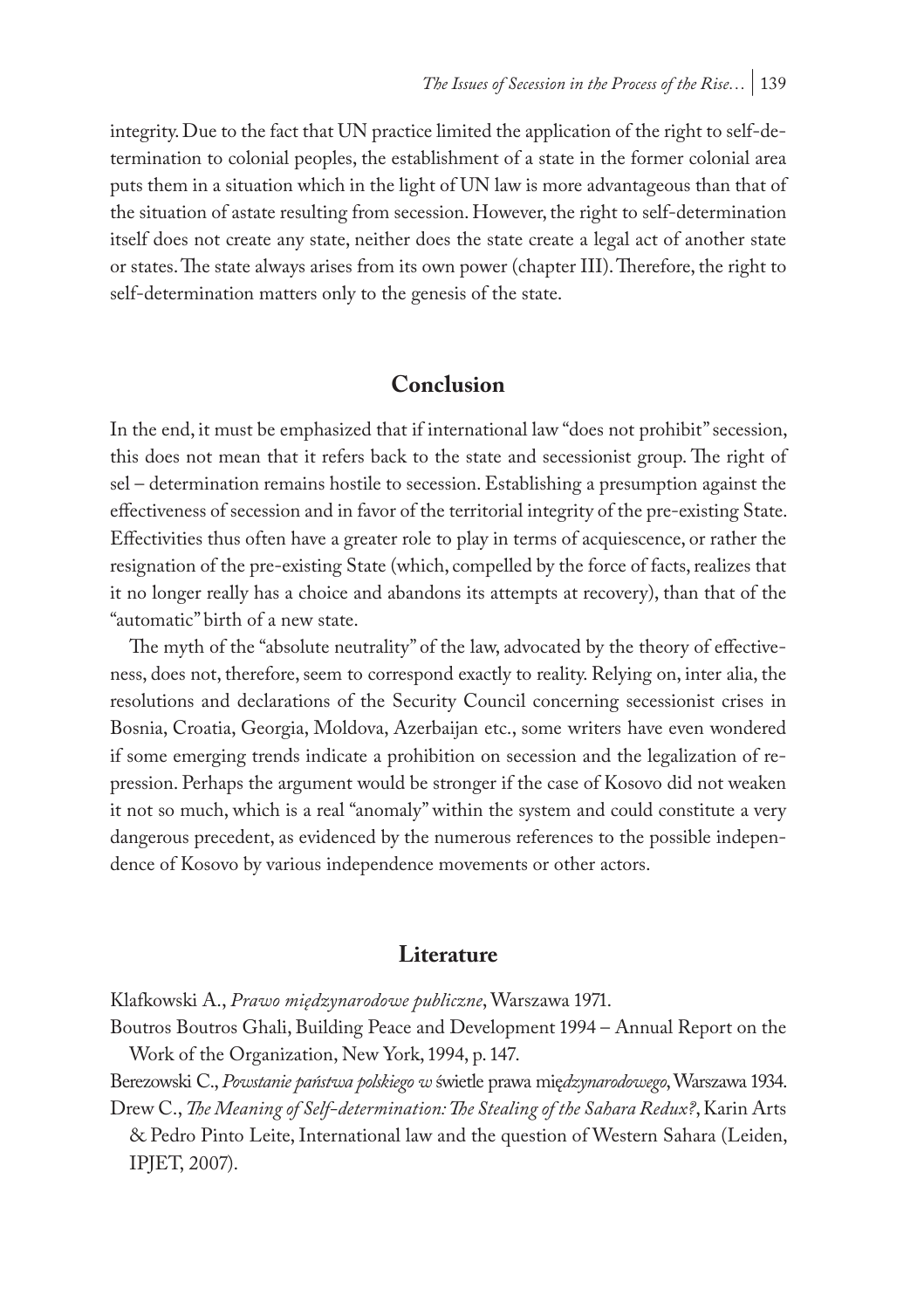integrity. Due to the fact that UN practice limited the application of the right to self-determination to colonial peoples, the establishment of a state in the former colonial area puts them in a situation which in the light of UN law is more advantageous than that of the situation of astate resulting from secession. However, the right to self-determination itself does not create any state, neither does the state create a legal act of another state or states. The state always arises from its own power (chapter III). Therefore, the right to self-determination matters only to the genesis of the state.

## Conclusion

In the end, it must be emphasized that if international law "does not prohibit" secession, this does not mean that it refers back to the state and secessionist group. The right of sel – determination remains hostile to secession. Establishing a presumption against the effectiveness of secession and in favor of the territorial integrity of the pre-existing State. Effectivities thus often have a greater role to play in terms of acquiescence, or rather the resignation of the pre-existing State (which, compelled by the force of facts, realizes that it no longer really has a choice and abandons its attempts at recovery), than that of the "automatic" birth of a new state.

The myth of the "absolute neutrality" of the law, advocated by the theory of effectiveness, does not, therefore, seem to correspond exactly to reality. Relying on, inter alia, the resolutions and declarations of the Security Council concerning secessionist crises in Bosnia, Croatia, Georgia, Moldova, Azerbaijan etc., some writers have even wondered if some emerging trends indicate a prohibition on secession and the legalization of repression. Perhaps the argument would be stronger if the case of Kosovo did not weaken it not so much, which is a real "anomaly" within the system and could constitute a very dangerous precedent, as evidenced by the numerous references to the possible independence of Kosovo by various independence movements or other actors.

## Literature

Klafkowski A., *Prawo międzynarodowe publiczne*, Warszawa 1971.

Boutros Boutros Ghali, Building Peace and Development 1994 – Annual Report on the Work of the Organization, New York, 1994, p. 147.

Berezowski C., *Powstanie państwa polskiego w* świetle prawa mię*dzynarodowego*, Warszawa 1934.

Drew C., *The Meaning of Self-determination: The Stealing of the Sahara Redux?*, Karin Arts & Pedro Pinto Leite, International law and the question of Western Sahara (Leiden, IPJET, 2007).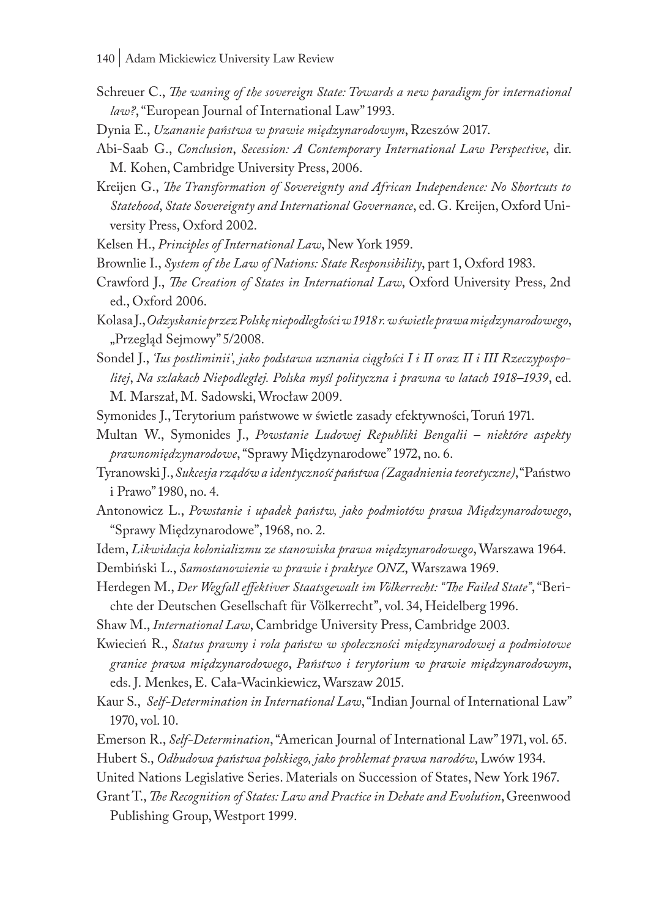Schreuer C., *The waning of the sovereign State: Towards a new paradigm for international law?*, "European Journal of International Law" 1993.

Dynia E., *Uzananie państwa w prawie międzynarodowym*, Rzeszów 2017.

Abi-Saab G., *Conclusion*, *Secession: A Contemporary International Law Perspective*, dir. M. Kohen, Cambridge University Press, 2006.

Kreijen G., *The Transformation of Sovereignty and African Independence: No Shortcuts to Statehood*, *State Sovereignty and International Governance*, ed. G. Kreijen, Oxford University Press, Oxford 2002.

Kelsen H., *Principles of International Law*, New York 1959.

Brownlie I., *System of the Law of Nations: State Responsibility*, part 1, Oxford 1983.

Crawford J., *The Creation of States in International Law*, Oxford University Press, 2nd ed., Oxford 2006.

Kolasa J., *Odzyskanie przez Polskę niepodległości w 1918 r. w świetle prawa międzynarodowego*, „Przegląd Sejmowy" 5/2008.

Sondel J., *'Ius postliminii', jako podstawa uznania ciągłości I i II oraz II i III Rzeczypospolitej*, *Na szlakach Niepodległej. Polska myśl polityczna i prawna w latach 1918–1939*, ed. M. Marszał, M. Sadowski, Wrocław 2009.

Symonides J., Terytorium państwowe w świetle zasady efektywności, Toruń 1971.

Multan W., Symonides J., *Powstanie Ludowej Republiki Bengalii – niektóre aspekty prawnomiędzynarodowe*, "Sprawy Międzynarodowe" 1972, no. 6.

Tyranowski J., *Sukcesja rządów a identyczność państwa (Zagadnienia teoretyczne)*, "Państwo i Prawo" 1980, no. 4.

Antonowicz L., *Powstanie i upadek państw, jako podmiotów prawa Międzynarodowego*, "Sprawy Międzynarodowe", 1968, no. 2.

Idem, *Likwidacja kolonializmu ze stanowiska prawa międzynarodowego*, Warszawa 1964.

Dembiński L., *Samostanowienie w prawie i praktyce ONZ*, Warszawa 1969.

Herdegen M., *Der Wegfall effektiver Staatsgewalt im Völkerrecht: "The Failed State"*, "Berichte der Deutschen Gesellschaft für Völkerrecht", vol. 34, Heidelberg 1996.

Shaw M., *International Law*, Cambridge University Press, Cambridge 2003.

Kwiecień R., *Status prawny i rola państw w społeczności międzynarodowej a podmiotowe granice prawa międzynarodowego*, *Państwo i terytorium w prawie międzynarodowym*, eds. J. Menkes, E. Cała-Wacinkiewicz, Warszaw 2015.

Kaur S., *Self-Determination in International Law*, "Indian Journal of International Law" 1970, vol. 10.

Emerson R., *Self-Determination*, "American Journal of International Law" 1971, vol. 65.

Hubert S., *Odbudowa państwa polskiego, jako problemat prawa narodów*, Lwów 1934.

United Nations Legislative Series. Materials on Succession of States, New York 1967.

Grant T., *The Recognition of States: Law and Practice in Debate and Evolution*, Greenwood Publishing Group, Westport 1999.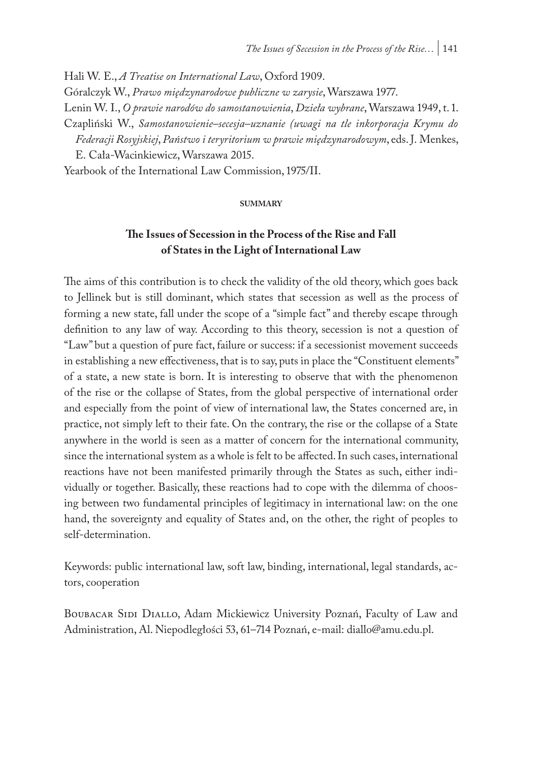Hali W. E., *A Treatise on International Law*, Oxford 1909.

Góralczyk W., *Prawo międzynarodowe publiczne w zarysie*, Warszawa 1977.

Lenin W. I., *O prawie narodów do samostanowienia*, *Dzieła wybrane*, Warszawa 1949, t. 1.

Czapliński W., *Samostanowienie–secesja–uznanie (uwagi na tle inkorporacja Krymu do Federacji Rosyjskiej*, *Państwo i teryritorium w prawie międzynarodowym*, eds. J. Menkes, E. Cała-Wacinkiewicz, Warszawa 2015.

Yearbook of the International Law Commission, 1975/II.

##### SUMMARY

### The Issues of Secession in the Process of the Rise and Fall of States in the Light of International Law

The aims of this contribution is to check the validity of the old theory, which goes back to Jellinek but is still dominant, which states that secession as well as the process of forming a new state, fall under the scope of a "simple fact" and thereby escape through definition to any law of way. According to this theory, secession is not a question of "Law" but a question of pure fact, failure or success: if a secessionist movement succeeds in establishing a new effectiveness, that is to say, puts in place the "Constituent elements" of a state, a new state is born. It is interesting to observe that with the phenomenon of the rise or the collapse of States, from the global perspective of international order and especially from the point of view of international law, the States concerned are, in practice, not simply left to their fate. On the contrary, the rise or the collapse of a State anywhere in the world is seen as a matter of concern for the international community, since the international system as a whole is felt to be affected. In such cases, international reactions have not been manifested primarily through the States as such, either individually or together. Basically, these reactions had to cope with the dilemma of choosing between two fundamental principles of legitimacy in international law: on the one hand, the sovereignty and equality of States and, on the other, the right of peoples to self-determination.

Keywords: public international law, soft law, binding, international, legal standards, actors, cooperation

Boubacar Sidi Diallo, Adam Mickiewicz University Poznań, Faculty of Law and Administration, Al. Niepodległości 53, 61–714 Poznań, e-mail: diallo@amu.edu.pl.